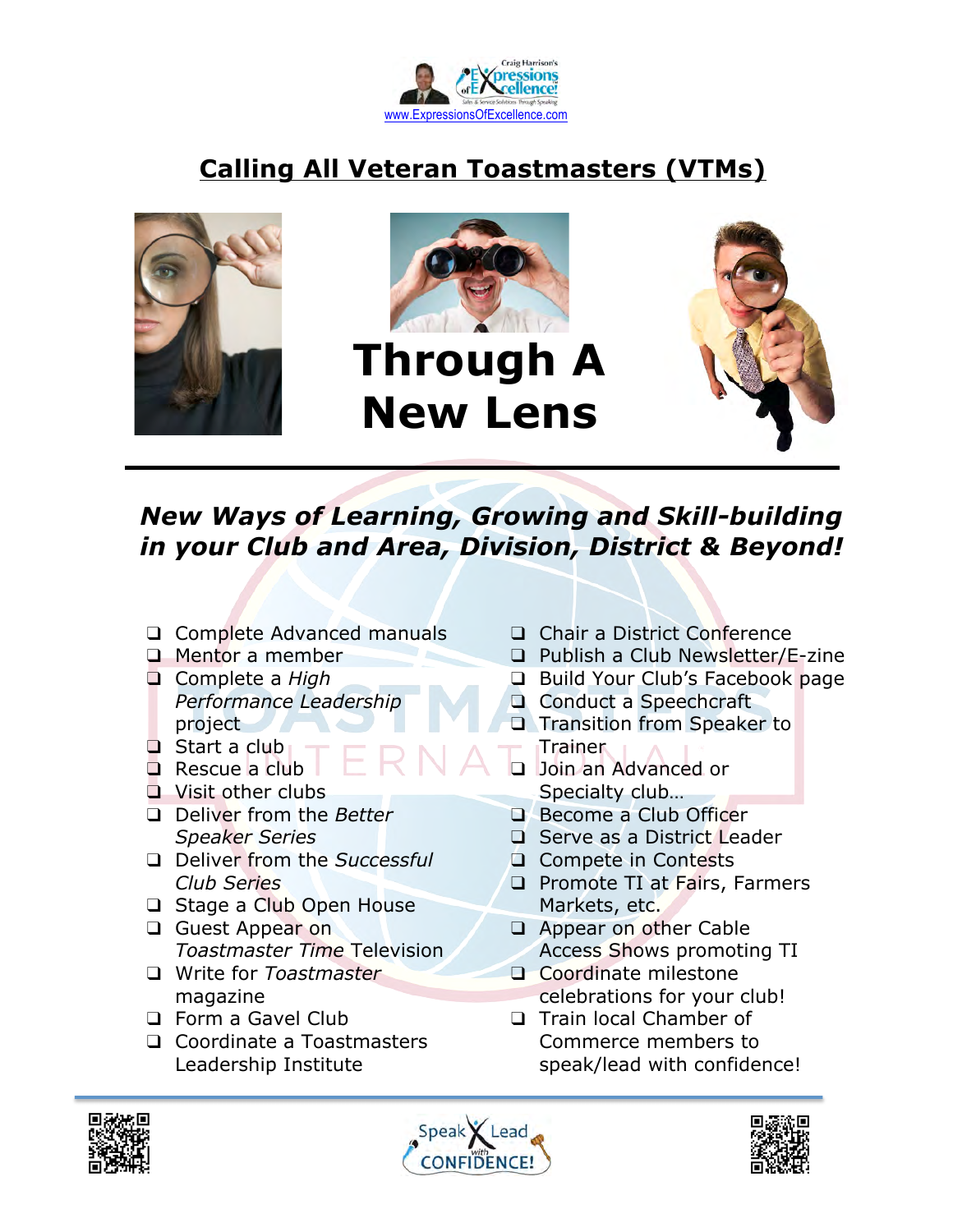Craig Harrison's Expressions of Excellence!

Sales & Service Solutions Through Speaking

www.ExpressionsOfExcellence.com

# Calling All Veteran Toastmasters (VTMs)

# Through A New Lens

## *New Ways of Learning, Growing and Skill-building in your Club and Area, Division, District & Beyond!*

- ❑ Complete Advanced manuals
- ❑ Mentor a member
- ❑ Complete a *High Performance Leadership* project
- ❑ Start a club
- ❑ Rescue a club
- ❑ Visit other clubs
- ❑ Deliver from the *Better Speaker Series*
- ❑ Deliver from the *Successful Club Series*
- ❑ Stage a Club Open House
- ❑ Guest Appear on *Toastmaster Time* Television
- ❑ Write for *Toastmaster* magazine
- ❑ Form a Gavel Club
- ❑ Coordinate a Toastmasters Leadership Institute
- ❑ Chair a District Conference
- ❑ Publish a Club Newsletter/E-zine
- ❑ Build Your Club's Facebook page
- ❑ Conduct a Speechcraft
- ❑ Transition from Speaker to Trainer
- ❑ Join an Advanced or Specialty club…
- ❑ Become a Club Officer
- ❑ Serve as a District Leader
- ❑ Compete in Contests
- ❑ Promote TI at Fairs, Farmers Markets, etc.
- ❑ Appear on other Cable Access Shows promoting TI
- ❑ Coordinate milestone celebrations for your club!
- ❑ Train local Chamber of Commerce members to speak/lead with confidence!

Speak Lead with CONFIDENCE!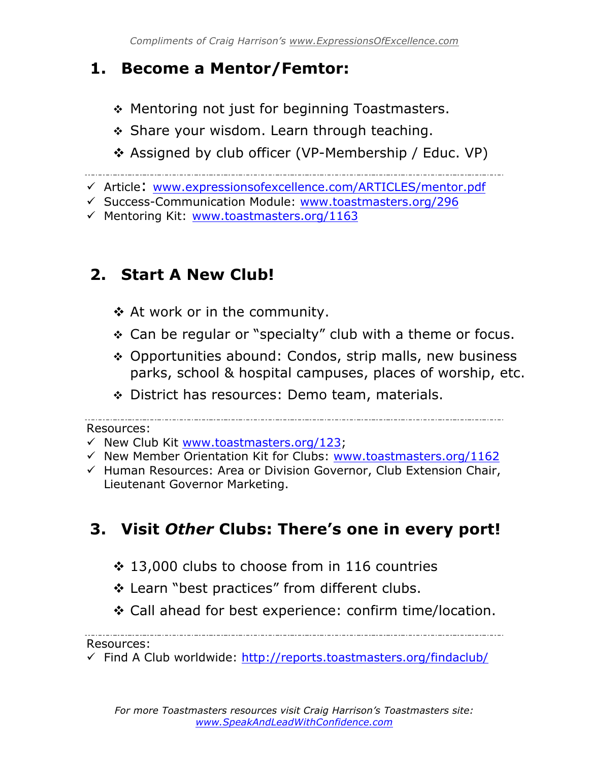## 1. Become a Mentor/Femtor:

- ❖ Mentoring not just for beginning Toastmasters.
- ❖ Share your wisdom. Learn through teaching.
- ❖ Assigned by club officer (VP-Membership / Educ. VP)

---

- ✓ Article: www.expressionsofexcellence.com/ARTICLES/mentor.pdf
- ✓ Success-Communication Module: www.toastmasters.org/296
- ✓ Mentoring Kit: www.toastmasters.org/1163

## 2. Start A New Club!

- ❖ At work or in the community.
- ❖ Can be regular or "specialty" club with a theme or focus.
- ❖ Opportunities abound: Condos, strip malls, new business parks, school & hospital campuses, places of worship, etc.
- ❖ District has resources: Demo team, materials.

---

Resources:

- ✓ New Club Kit www.toastmasters.org/123;
- ✓ New Member Orientation Kit for Clubs: www.toastmasters.org/1162
- ✓ Human Resources: Area or Division Governor, Club Extension Chair, Lieutenant Governor Marketing.

## 3. Visit *Other* Clubs: There's one in every port!

- ❖ 13,000 clubs to choose from in 116 countries
- ❖ Learn "best practices" from different clubs.
- ❖ Call ahead for best experience: confirm time/location.

---

Resources:

- ✓ Find A Club worldwide: http://reports.toastmasters.org/findaclub/

*For more Toastmasters resources visit Craig Harrison's Toastmasters site: www.SpeakAndLeadWithConfidence.com*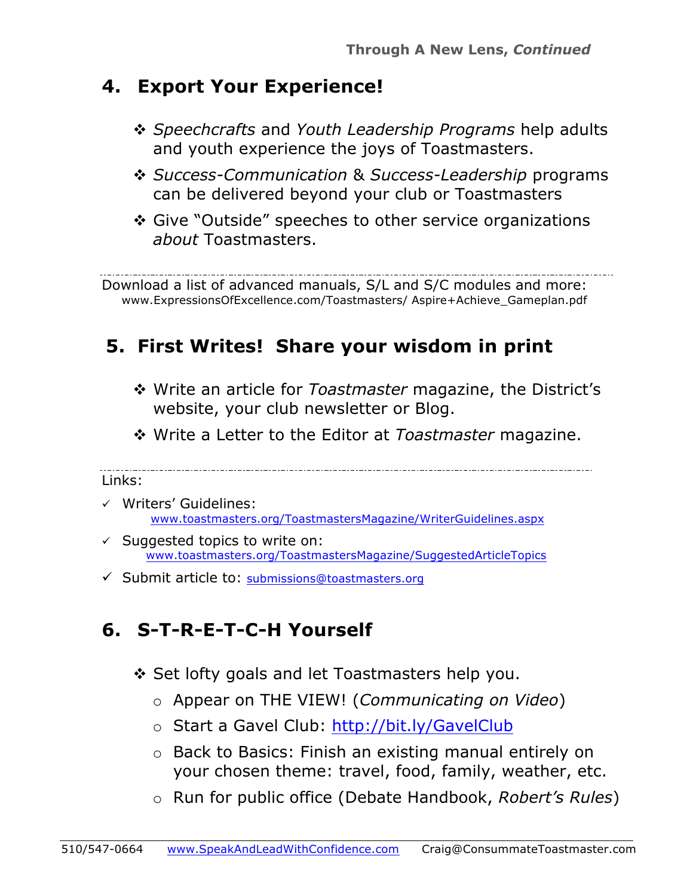## 4. Export Your Experience!

- *Speechcrafts* and *Youth Leadership Programs* help adults and youth experience the joys of Toastmasters.
- *Success-Communication* & *Success-Leadership* programs can be delivered beyond your club or Toastmasters
- Give "Outside" speeches to other service organizations *about* Toastmasters.

---

Download a list of advanced manuals, S/L and S/C modules and more:
www.ExpressionsOfExcellence.com/Toastmasters/ Aspire+Achieve_Gameplan.pdf

## 5. First Writes! Share your wisdom in print

- Write an article for *Toastmaster* magazine, the District's website, your club newsletter or Blog.
- Write a Letter to the Editor at *Toastmaster* magazine.

---

Links:

- ✓ Writers' Guidelines: www.toastmasters.org/ToastmastersMagazine/WriterGuidelines.aspx
- ✓ Suggested topics to write on: www.toastmasters.org/ToastmastersMagazine/SuggestedArticleTopics
- ✓ Submit article to: submissions@toastmasters.org

## 6. S-T-R-E-T-C-H Yourself

- Set lofty goals and let Toastmasters help you.
  - Appear on THE VIEW! (*Communicating on Video*)
  - Start a Gavel Club: http://bit.ly/GavelClub
  - Back to Basics: Finish an existing manual entirely on your chosen theme: travel, food, family, weather, etc.
  - Run for public office (Debate Handbook, *Robert's Rules*)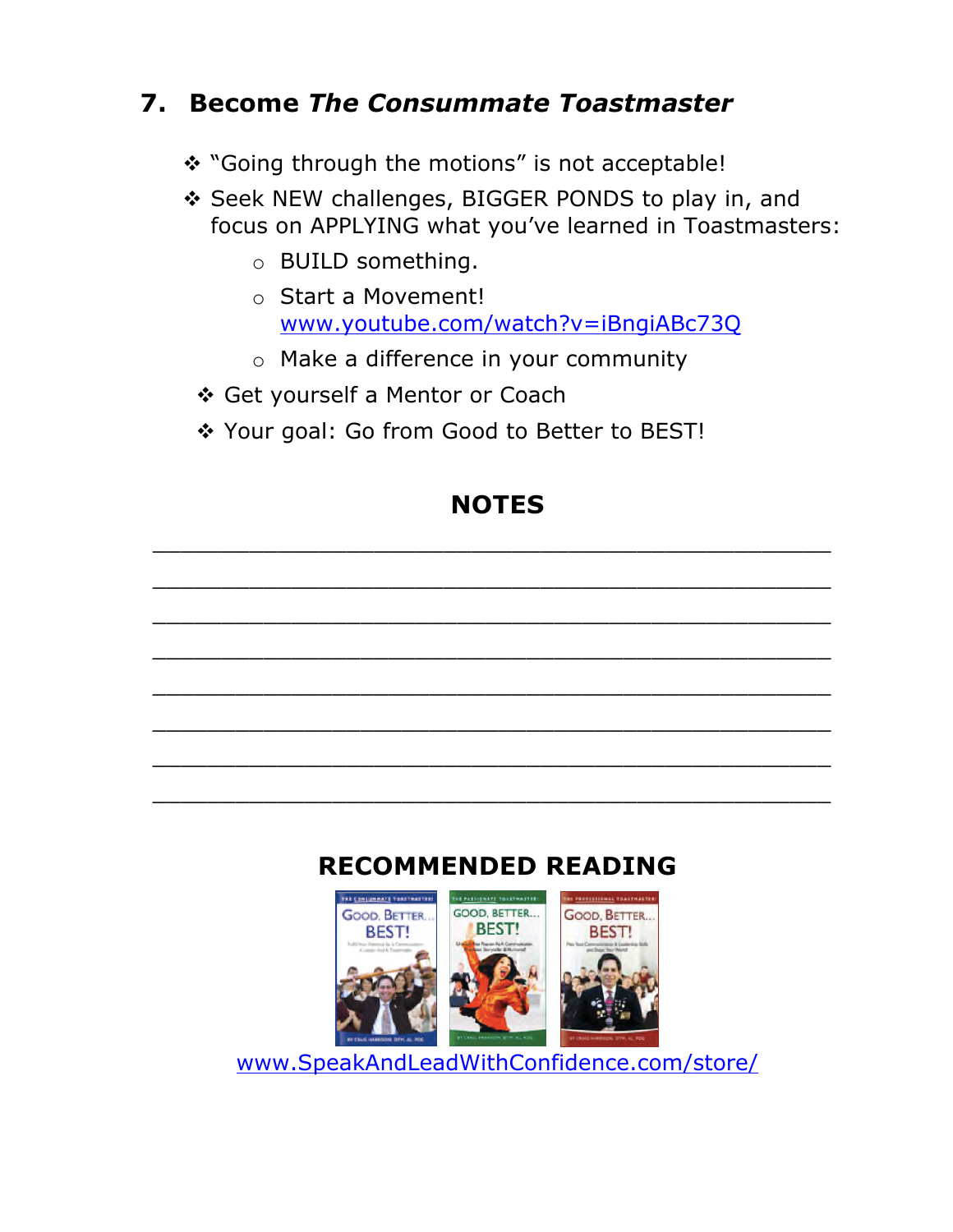## 7. Become *The Consummate Toastmaster*

- "Going through the motions" is not acceptable!
- Seek NEW challenges, BIGGER PONDS to play in, and focus on APPLYING what you've learned in Toastmasters:
  - BUILD something.
  - Start a Movement! www.youtube.com/watch?v=iBngiABc73Q
  - Make a difference in your community
- Get yourself a Mentor or Coach
- Your goal: Go from Good to Better to BEST!

### NOTES

________________________________________________

________________________________________________

________________________________________________

________________________________________________

________________________________________________

________________________________________________

________________________________________________

________________________________________________

### RECOMMENDED READING

www.SpeakAndLeadWithConfidence.com/store/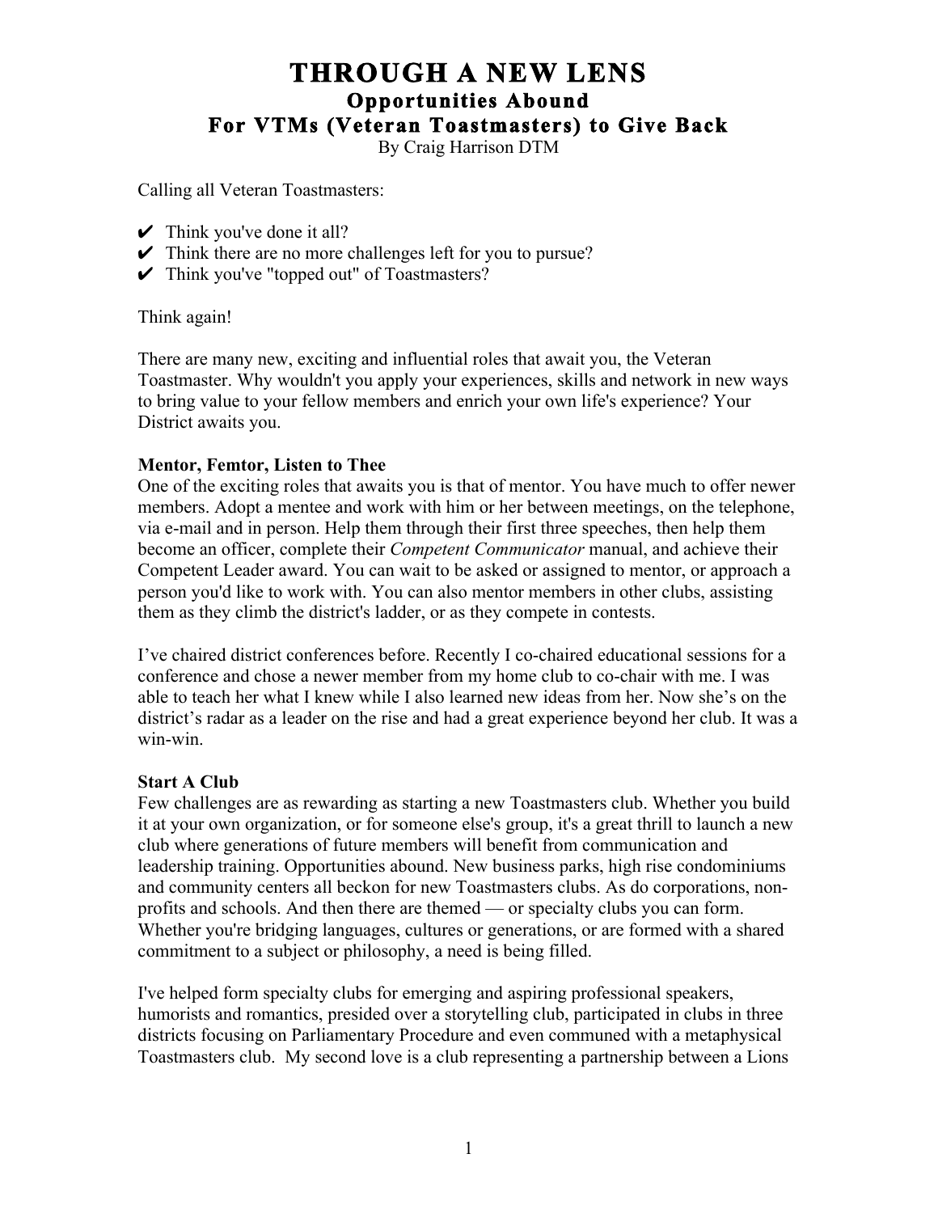# THROUGH A NEW LENS

## Opportunities Abound

## For VTMs (Veteran Toastmasters) to Give Back

By Craig Harrison DTM

Calling all Veteran Toastmasters:

- ✔ Think you've done it all?
- ✔ Think there are no more challenges left for you to pursue?
- ✔ Think you've "topped out" of Toastmasters?

Think again!

There are many new, exciting and influential roles that await you, the Veteran Toastmaster. Why wouldn't you apply your experiences, skills and network in new ways to bring value to your fellow members and enrich your own life's experience? Your District awaits you.

**Mentor, Femtor, Listen to Thee**

One of the exciting roles that awaits you is that of mentor. You have much to offer newer members. Adopt a mentee and work with him or her between meetings, on the telephone, via e-mail and in person. Help them through their first three speeches, then help them become an officer, complete their *Competent Communicator* manual, and achieve their Competent Leader award. You can wait to be asked or assigned to mentor, or approach a person you'd like to work with. You can also mentor members in other clubs, assisting them as they climb the district's ladder, or as they compete in contests.

I've chaired district conferences before. Recently I co-chaired educational sessions for a conference and chose a newer member from my home club to co-chair with me. I was able to teach her what I knew while I also learned new ideas from her. Now she's on the district's radar as a leader on the rise and had a great experience beyond her club. It was a win-win.

**Start A Club**

Few challenges are as rewarding as starting a new Toastmasters club. Whether you build it at your own organization, or for someone else's group, it's a great thrill to launch a new club where generations of future members will benefit from communication and leadership training. Opportunities abound. New business parks, high rise condominiums and community centers all beckon for new Toastmasters clubs. As do corporations, non-profits and schools. And then there are themed — or specialty clubs you can form. Whether you're bridging languages, cultures or generations, or are formed with a shared commitment to a subject or philosophy, a need is being filled.

I've helped form specialty clubs for emerging and aspiring professional speakers, humorists and romantics, presided over a storytelling club, participated in clubs in three districts focusing on Parliamentary Procedure and even communed with a metaphysical Toastmasters club. My second love is a club representing a partnership between a Lions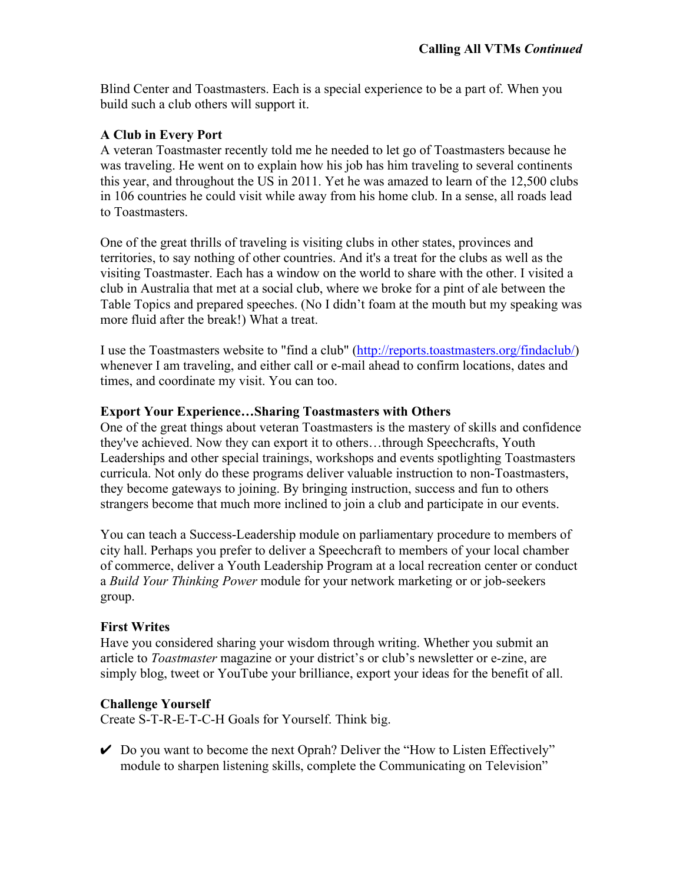Blind Center and Toastmasters. Each is a special experience to be a part of. When you build such a club others will support it.

**A Club in Every Port**

A veteran Toastmaster recently told me he needed to let go of Toastmasters because he was traveling. He went on to explain how his job has him traveling to several continents this year, and throughout the US in 2011. Yet he was amazed to learn of the 12,500 clubs in 106 countries he could visit while away from his home club. In a sense, all roads lead to Toastmasters.

One of the great thrills of traveling is visiting clubs in other states, provinces and territories, to say nothing of other countries. And it's a treat for the clubs as well as the visiting Toastmaster. Each has a window on the world to share with the other. I visited a club in Australia that met at a social club, where we broke for a pint of ale between the Table Topics and prepared speeches. (No I didn't foam at the mouth but my speaking was more fluid after the break!) What a treat.

I use the Toastmasters website to "find a club" (http://reports.toastmasters.org/findaclub/) whenever I am traveling, and either call or e-mail ahead to confirm locations, dates and times, and coordinate my visit. You can too.

**Export Your Experience…Sharing Toastmasters with Others**

One of the great things about veteran Toastmasters is the mastery of skills and confidence they've achieved. Now they can export it to others…through Speechcrafts, Youth Leaderships and other special trainings, workshops and events spotlighting Toastmasters curricula. Not only do these programs deliver valuable instruction to non-Toastmasters, they become gateways to joining. By bringing instruction, success and fun to others strangers become that much more inclined to join a club and participate in our events.

You can teach a Success-Leadership module on parliamentary procedure to members of city hall. Perhaps you prefer to deliver a Speechcraft to members of your local chamber of commerce, deliver a Youth Leadership Program at a local recreation center or conduct a *Build Your Thinking Power* module for your network marketing or or job-seekers group.

**First Writes**

Have you considered sharing your wisdom through writing. Whether you submit an article to *Toastmaster* magazine or your district's or club's newsletter or e-zine, are simply blog, tweet or YouTube your brilliance, export your ideas for the benefit of all.

**Challenge Yourself**

Create S-T-R-E-T-C-H Goals for Yourself. Think big.

- ✔ Do you want to become the next Oprah? Deliver the "How to Listen Effectively" module to sharpen listening skills, complete the Communicating on Television"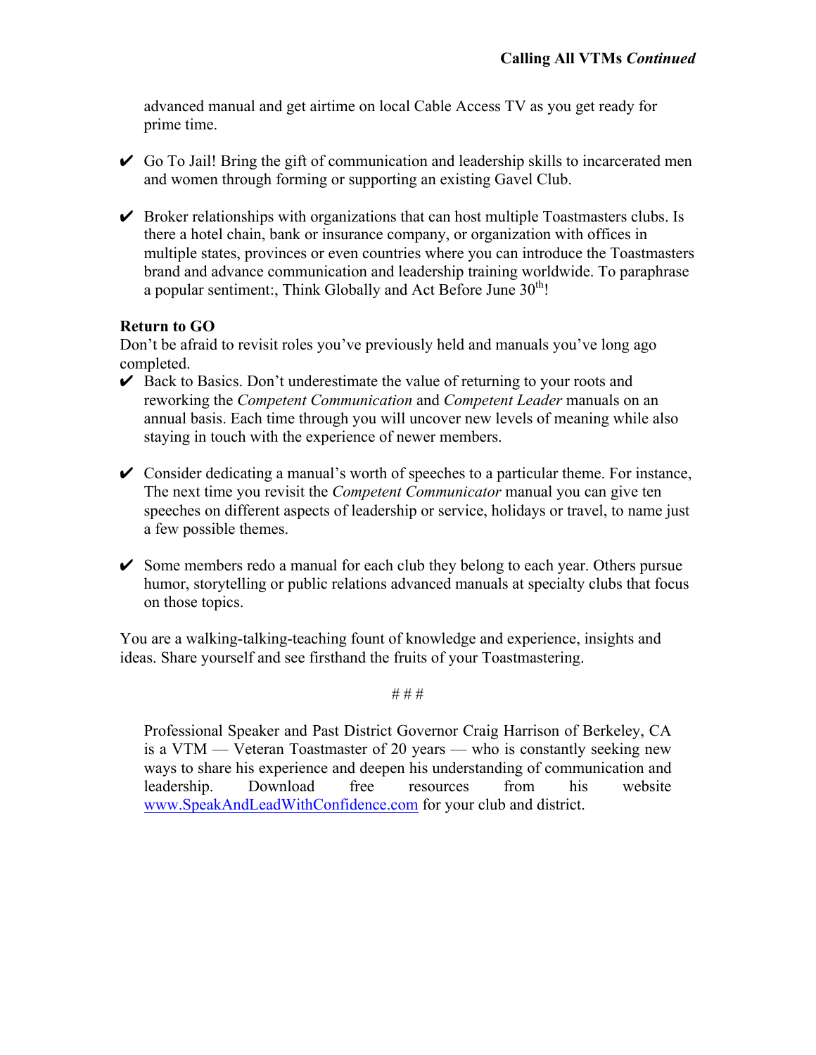advanced manual and get airtime on local Cable Access TV as you get ready for prime time.

- ✔ Go To Jail! Bring the gift of communication and leadership skills to incarcerated men and women through forming or supporting an existing Gavel Club.

- ✔ Broker relationships with organizations that can host multiple Toastmasters clubs. Is there a hotel chain, bank or insurance company, or organization with offices in multiple states, provinces or even countries where you can introduce the Toastmasters brand and advance communication and leadership training worldwide. To paraphrase a popular sentiment:, Think Globally and Act Before June 30th!

**Return to GO**

Don't be afraid to revisit roles you've previously held and manuals you've long ago completed.

- ✔ Back to Basics. Don't underestimate the value of returning to your roots and reworking the *Competent Communication* and *Competent Leader* manuals on an annual basis. Each time through you will uncover new levels of meaning while also staying in touch with the experience of newer members.

- ✔ Consider dedicating a manual's worth of speeches to a particular theme. For instance, The next time you revisit the *Competent Communicator* manual you can give ten speeches on different aspects of leadership or service, holidays or travel, to name just a few possible themes.

- ✔ Some members redo a manual for each club they belong to each year. Others pursue humor, storytelling or public relations advanced manuals at specialty clubs that focus on those topics.

You are a walking-talking-teaching fount of knowledge and experience, insights and ideas. Share yourself and see firsthand the fruits of your Toastmastering.

# # #

Professional Speaker and Past District Governor Craig Harrison of Berkeley, CA is a VTM — Veteran Toastmaster of 20 years — who is constantly seeking new ways to share his experience and deepen his understanding of communication and leadership. Download free resources from his website www.SpeakAndLeadWithConfidence.com for your club and district.